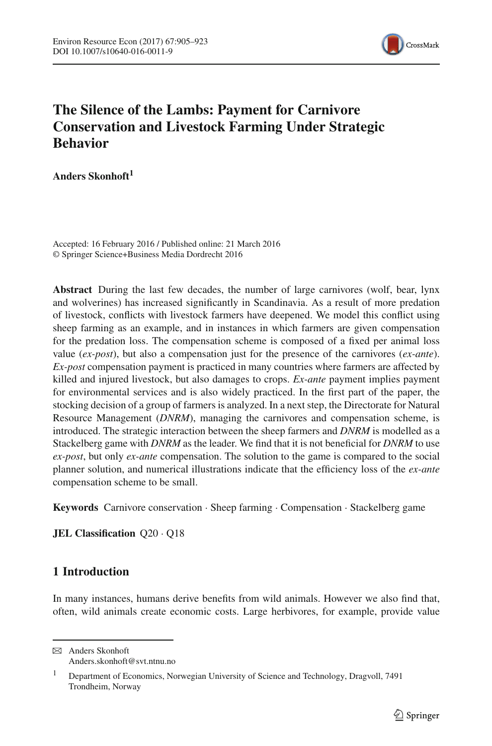# The Silence of the Lambs: Payment for Carnivore Conservation and Livestock Farming Under Strategic Behavior

**Anders Skonhoft**[1]

Accepted: 16 February 2016 / Published online: 21 March 2016
© Springer Science+Business Media Dordrecht 2016

**Abstract** During the last few decades, the number of large carnivores (wolf, bear, lynx and wolverines) has increased significantly in Scandinavia. As a result of more predation of livestock, conflicts with livestock farmers have deepened. We model this conflict using sheep farming as an example, and in instances in which farmers are given compensation for the predation loss. The compensation scheme is composed of a fixed per animal loss value (*ex-post*), but also a compensation just for the presence of the carnivores (*ex-ante*). *Ex-post* compensation payment is practiced in many countries where farmers are affected by killed and injured livestock, but also damages to crops. *Ex-ante* payment implies payment for environmental services and is also widely practiced. In the first part of the paper, the stocking decision of a group of farmers is analyzed. In a next step, the Directorate for Natural Resource Management (*DNRM*), managing the carnivores and compensation scheme, is introduced. The strategic interaction between the sheep farmers and *DNRM* is modelled as a Stackelberg game with *DNRM* as the leader. We find that it is not beneficial for *DNRM* to use *ex-post*, but only *ex-ante* compensation. The solution to the game is compared to the social planner solution, and numerical illustrations indicate that the efficiency loss of the *ex-ante* compensation scheme to be small.

**Keywords** Carnivore conservation · Sheep farming · Compensation · Stackelberg game

**JEL Classification** Q20 · Q18

## 1 Introduction

In many instances, humans derive benefits from wild animals. However we also find that, often, wild animals create economic costs. Large herbivores, for example, provide value

---

✉ Anders Skonhoft
Anders.skonhoft@svt.ntnu.no

[1] Department of Economics, Norwegian University of Science and Technology, Dragvoll, 7491 Trondheim, Norway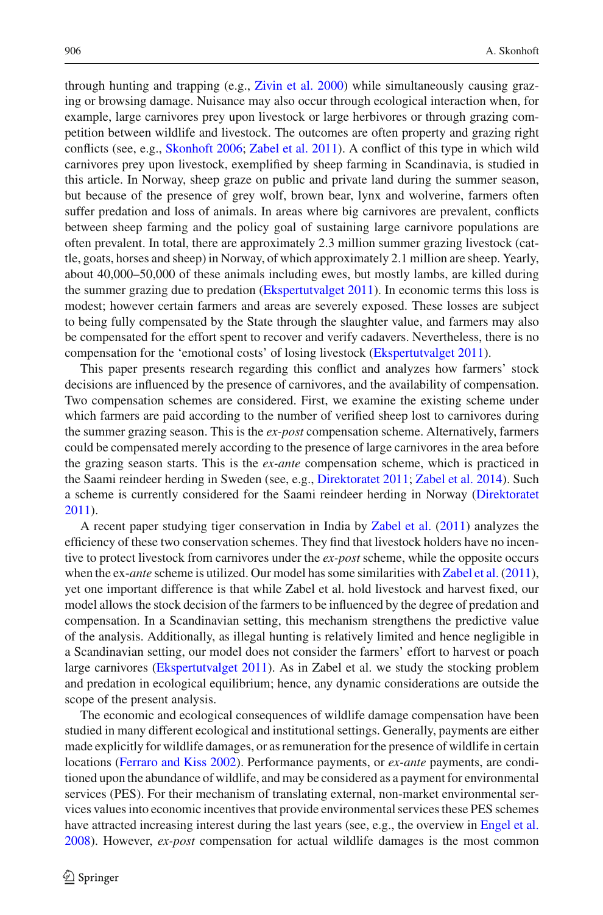through hunting and trapping (e.g., Zivin et al. 2000) while simultaneously causing grazing or browsing damage. Nuisance may also occur through ecological interaction when, for example, large carnivores prey upon livestock or large herbivores or through grazing competition between wildlife and livestock. The outcomes are often property and grazing right conflicts (see, e.g., Skonhoft 2006; Zabel et al. 2011). A conflict of this type in which wild carnivores prey upon livestock, exemplified by sheep farming in Scandinavia, is studied in this article. In Norway, sheep graze on public and private land during the summer season, but because of the presence of grey wolf, brown bear, lynx and wolverine, farmers often suffer predation and loss of animals. In areas where big carnivores are prevalent, conflicts between sheep farming and the policy goal of sustaining large carnivore populations are often prevalent. In total, there are approximately 2.3 million summer grazing livestock (cattle, goats, horses and sheep) in Norway, of which approximately 2.1 million are sheep. Yearly, about 40,000–50,000 of these animals including ewes, but mostly lambs, are killed during the summer grazing due to predation (Ekspertutvalget 2011). In economic terms this loss is modest; however certain farmers and areas are severely exposed. These losses are subject to being fully compensated by the State through the slaughter value, and farmers may also be compensated for the effort spent to recover and verify cadavers. Nevertheless, there is no compensation for the 'emotional costs' of losing livestock (Ekspertutvalget 2011).

This paper presents research regarding this conflict and analyzes how farmers' stock decisions are influenced by the presence of carnivores, and the availability of compensation. Two compensation schemes are considered. First, we examine the existing scheme under which farmers are paid according to the number of verified sheep lost to carnivores during the summer grazing season. This is the *ex-post* compensation scheme. Alternatively, farmers could be compensated merely according to the presence of large carnivores in the area before the grazing season starts. This is the *ex-ante* compensation scheme, which is practiced in the Saami reindeer herding in Sweden (see, e.g., Direktoratet 2011; Zabel et al. 2014). Such a scheme is currently considered for the Saami reindeer herding in Norway (Direktoratet 2011).

A recent paper studying tiger conservation in India by Zabel et al. (2011) analyzes the efficiency of these two conservation schemes. They find that livestock holders have no incentive to protect livestock from carnivores under the *ex-post* scheme, while the opposite occurs when the ex-*ante* scheme is utilized. Our model has some similarities with Zabel et al. (2011), yet one important difference is that while Zabel et al. hold livestock and harvest fixed, our model allows the stock decision of the farmers to be influenced by the degree of predation and compensation. In a Scandinavian setting, this mechanism strengthens the predictive value of the analysis. Additionally, as illegal hunting is relatively limited and hence negligible in a Scandinavian setting, our model does not consider the farmers' effort to harvest or poach large carnivores (Ekspertutvalget 2011). As in Zabel et al. we study the stocking problem and predation in ecological equilibrium; hence, any dynamic considerations are outside the scope of the present analysis.

The economic and ecological consequences of wildlife damage compensation have been studied in many different ecological and institutional settings. Generally, payments are either made explicitly for wildlife damages, or as remuneration for the presence of wildlife in certain locations (Ferraro and Kiss 2002). Performance payments, or *ex-ante* payments, are conditioned upon the abundance of wildlife, and may be considered as a payment for environmental services (PES). For their mechanism of translating external, non-market environmental services values into economic incentives that provide environmental services these PES schemes have attracted increasing interest during the last years (see, e.g., the overview in Engel et al. 2008). However, *ex-post* compensation for actual wildlife damages is the most common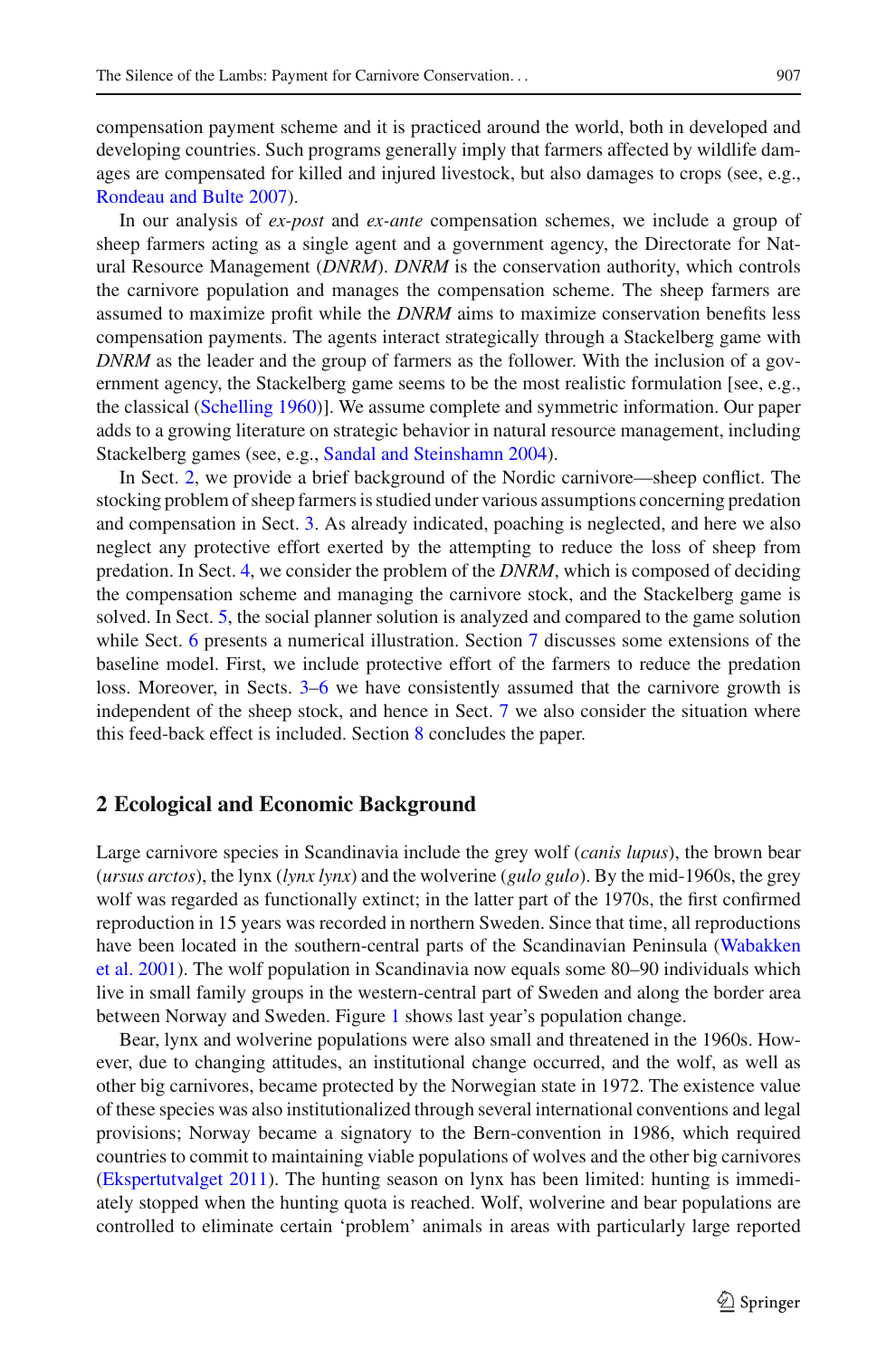compensation payment scheme and it is practiced around the world, both in developed and developing countries. Such programs generally imply that farmers affected by wildlife damages are compensated for killed and injured livestock, but also damages to crops (see, e.g., Rondeau and Bulte 2007).

In our analysis of *ex-post* and *ex-ante* compensation schemes, we include a group of sheep farmers acting as a single agent and a government agency, the Directorate for Natural Resource Management (*DNRM*). *DNRM* is the conservation authority, which controls the carnivore population and manages the compensation scheme. The sheep farmers are assumed to maximize profit while the *DNRM* aims to maximize conservation benefits less compensation payments. The agents interact strategically through a Stackelberg game with *DNRM* as the leader and the group of farmers as the follower. With the inclusion of a government agency, the Stackelberg game seems to be the most realistic formulation [see, e.g., the classical (Schelling 1960)]. We assume complete and symmetric information. Our paper adds to a growing literature on strategic behavior in natural resource management, including Stackelberg games (see, e.g., Sandal and Steinshamn 2004).

In Sect. 2, we provide a brief background of the Nordic carnivore—sheep conflict. The stocking problem of sheep farmers is studied under various assumptions concerning predation and compensation in Sect. 3. As already indicated, poaching is neglected, and here we also neglect any protective effort exerted by the attempting to reduce the loss of sheep from predation. In Sect. 4, we consider the problem of the *DNRM*, which is composed of deciding the compensation scheme and managing the carnivore stock, and the Stackelberg game is solved. In Sect. 5, the social planner solution is analyzed and compared to the game solution while Sect. 6 presents a numerical illustration. Section 7 discusses some extensions of the baseline model. First, we include protective effort of the farmers to reduce the predation loss. Moreover, in Sects. 3–6 we have consistently assumed that the carnivore growth is independent of the sheep stock, and hence in Sect. 7 we also consider the situation where this feed-back effect is included. Section 8 concludes the paper.

## 2 Ecological and Economic Background

Large carnivore species in Scandinavia include the grey wolf (*canis lupus*), the brown bear (*ursus arctos*), the lynx (*lynx lynx*) and the wolverine (*gulo gulo*). By the mid-1960s, the grey wolf was regarded as functionally extinct; in the latter part of the 1970s, the first confirmed reproduction in 15 years was recorded in northern Sweden. Since that time, all reproductions have been located in the southern-central parts of the Scandinavian Peninsula (Wabakken et al. 2001). The wolf population in Scandinavia now equals some 80–90 individuals which live in small family groups in the western-central part of Sweden and along the border area between Norway and Sweden. Figure 1 shows last year's population change.

Bear, lynx and wolverine populations were also small and threatened in the 1960s. However, due to changing attitudes, an institutional change occurred, and the wolf, as well as other big carnivores, became protected by the Norwegian state in 1972. The existence value of these species was also institutionalized through several international conventions and legal provisions; Norway became a signatory to the Bern-convention in 1986, which required countries to commit to maintaining viable populations of wolves and the other big carnivores (Ekspertutvalget 2011). The hunting season on lynx has been limited: hunting is immediately stopped when the hunting quota is reached. Wolf, wolverine and bear populations are controlled to eliminate certain 'problem' animals in areas with particularly large reported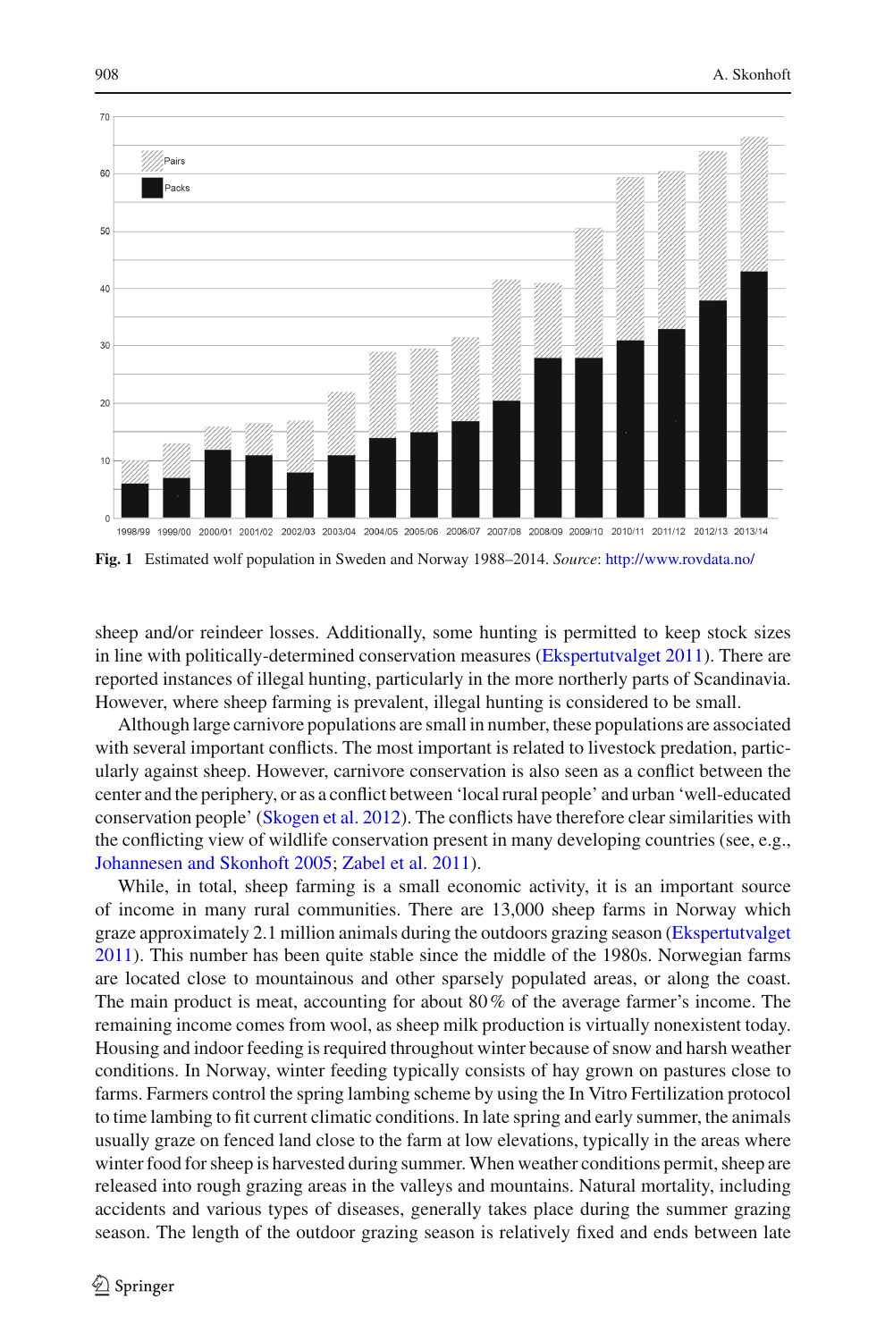**Fig. 1** Estimated wolf population in Sweden and Norway 1988–2014. *Source*: http://www.rovdata.no/

sheep and/or reindeer losses. Additionally, some hunting is permitted to keep stock sizes in line with politically-determined conservation measures (Ekspertutvalget 2011). There are reported instances of illegal hunting, particularly in the more northerly parts of Scandinavia. However, where sheep farming is prevalent, illegal hunting is considered to be small.

Although large carnivore populations are small in number, these populations are associated with several important conflicts. The most important is related to livestock predation, particularly against sheep. However, carnivore conservation is also seen as a conflict between the center and the periphery, or as a conflict between 'local rural people' and urban 'well-educated conservation people' (Skogen et al. 2012). The conflicts have therefore clear similarities with the conflicting view of wildlife conservation present in many developing countries (see, e.g., Johannesen and Skonhoft 2005; Zabel et al. 2011).

While, in total, sheep farming is a small economic activity, it is an important source of income in many rural communities. There are 13,000 sheep farms in Norway which graze approximately 2.1 million animals during the outdoors grazing season (Ekspertutvalget 2011). This number has been quite stable since the middle of the 1980s. Norwegian farms are located close to mountainous and other sparsely populated areas, or along the coast. The main product is meat, accounting for about 80 % of the average farmer's income. The remaining income comes from wool, as sheep milk production is virtually nonexistent today. Housing and indoor feeding is required throughout winter because of snow and harsh weather conditions. In Norway, winter feeding typically consists of hay grown on pastures close to farms. Farmers control the spring lambing scheme by using the In Vitro Fertilization protocol to time lambing to fit current climatic conditions. In late spring and early summer, the animals usually graze on fenced land close to the farm at low elevations, typically in the areas where winter food for sheep is harvested during summer. When weather conditions permit, sheep are released into rough grazing areas in the valleys and mountains. Natural mortality, including accidents and various types of diseases, generally takes place during the summer grazing season. The length of the outdoor grazing season is relatively fixed and ends between late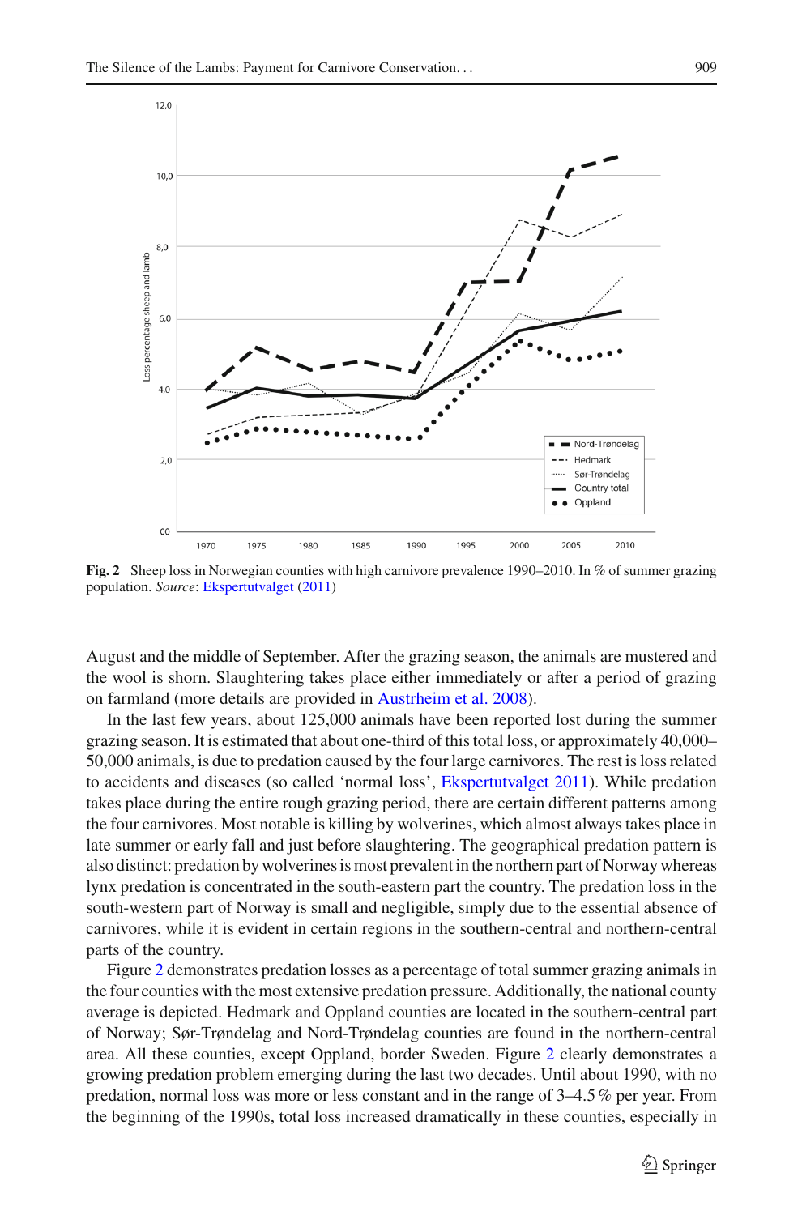**Fig. 2** Sheep loss in Norwegian counties with high carnivore prevalence 1990–2010. In % of summer grazing population. *Source*: Ekspertutvalget (2011)

August and the middle of September. After the grazing season, the animals are mustered and the wool is shorn. Slaughtering takes place either immediately or after a period of grazing on farmland (more details are provided in Austrheim et al. 2008).

In the last few years, about 125,000 animals have been reported lost during the summer grazing season. It is estimated that about one-third of this total loss, or approximately 40,000–50,000 animals, is due to predation caused by the four large carnivores. The rest is loss related to accidents and diseases (so called 'normal loss', Ekspertutvalget 2011). While predation takes place during the entire rough grazing period, there are certain different patterns among the four carnivores. Most notable is killing by wolverines, which almost always takes place in late summer or early fall and just before slaughtering. The geographical predation pattern is also distinct: predation by wolverines is most prevalent in the northern part of Norway whereas lynx predation is concentrated in the south-eastern part the country. The predation loss in the south-western part of Norway is small and negligible, simply due to the essential absence of carnivores, while it is evident in certain regions in the southern-central and northern-central parts of the country.

Figure 2 demonstrates predation losses as a percentage of total summer grazing animals in the four counties with the most extensive predation pressure. Additionally, the national county average is depicted. Hedmark and Oppland counties are located in the southern-central part of Norway; Sør-Trøndelag and Nord-Trøndelag counties are found in the northern-central area. All these counties, except Oppland, border Sweden. Figure 2 clearly demonstrates a growing predation problem emerging during the last two decades. Until about 1990, with no predation, normal loss was more or less constant and in the range of 3–4.5 % per year. From the beginning of the 1990s, total loss increased dramatically in these counties, especially in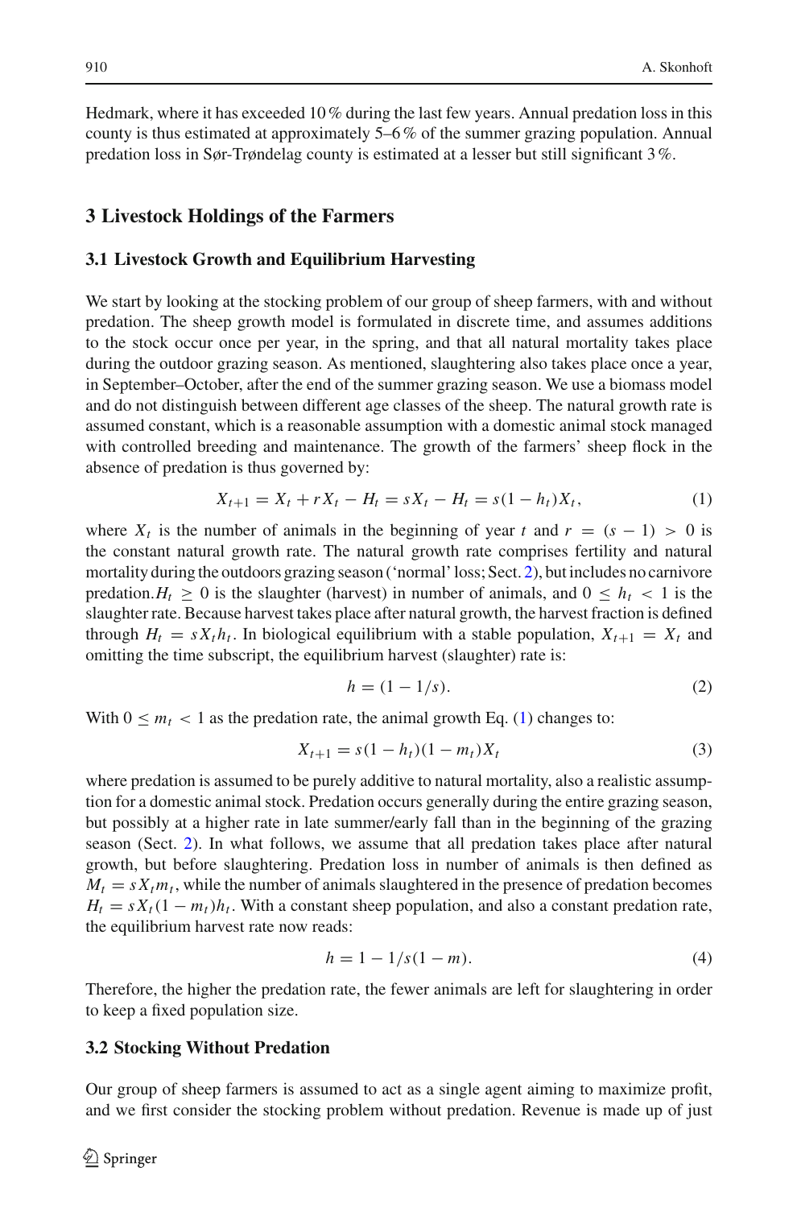Hedmark, where it has exceeded 10 % during the last few years. Annual predation loss in this county is thus estimated at approximately 5–6 % of the summer grazing population. Annual predation loss in Sør-Trøndelag county is estimated at a lesser but still significant 3 %.

## 3 Livestock Holdings of the Farmers

### 3.1 Livestock Growth and Equilibrium Harvesting

We start by looking at the stocking problem of our group of sheep farmers, with and without predation. The sheep growth model is formulated in discrete time, and assumes additions to the stock occur once per year, in the spring, and that all natural mortality takes place during the outdoor grazing season. As mentioned, slaughtering also takes place once a year, in September–October, after the end of the summer grazing season. We use a biomass model and do not distinguish between different age classes of the sheep. The natural growth rate is assumed constant, which is a reasonable assumption with a domestic animal stock managed with controlled breeding and maintenance. The growth of the farmers' sheep flock in the absence of predation is thus governed by:

$$X_{t+1} = X_t + rX_t - H_t = sX_t - H_t = s(1 - h_t)X_t, \tag{1}$$

where $X_t$ is the number of animals in the beginning of year $t$ and $r = (s - 1) > 0$ is the constant natural growth rate. The natural growth rate comprises fertility and natural mortality during the outdoors grazing season ('normal' loss; Sect. 2), but includes no carnivore predation. $H_t \geq 0$ is the slaughter (harvest) in number of animals, and $0 \leq h_t < 1$ is the slaughter rate. Because harvest takes place after natural growth, the harvest fraction is defined through $H_t = sX_t h_t$. In biological equilibrium with a stable population, $X_{t+1} = X_t$ and omitting the time subscript, the equilibrium harvest (slaughter) rate is:

$$h = (1 - 1/s). \tag{2}$$

With $0 \leq m_t < 1$ as the predation rate, the animal growth Eq. (1) changes to:

$$X_{t+1} = s(1 - h_t)(1 - m_t)X_t \tag{3}$$

where predation is assumed to be purely additive to natural mortality, also a realistic assumption for a domestic animal stock. Predation occurs generally during the entire grazing season, but possibly at a higher rate in late summer/early fall than in the beginning of the grazing season (Sect. 2). In what follows, we assume that all predation takes place after natural growth, but before slaughtering. Predation loss in number of animals is then defined as $M_t = sX_t m_t$, while the number of animals slaughtered in the presence of predation becomes $H_t = sX_t(1 - m_t)h_t$. With a constant sheep population, and also a constant predation rate, the equilibrium harvest rate now reads:

$$h = 1 - 1/s(1 - m). \tag{4}$$

Therefore, the higher the predation rate, the fewer animals are left for slaughtering in order to keep a fixed population size.

### 3.2 Stocking Without Predation

Our group of sheep farmers is assumed to act as a single agent aiming to maximize profit, and we first consider the stocking problem without predation. Revenue is made up of just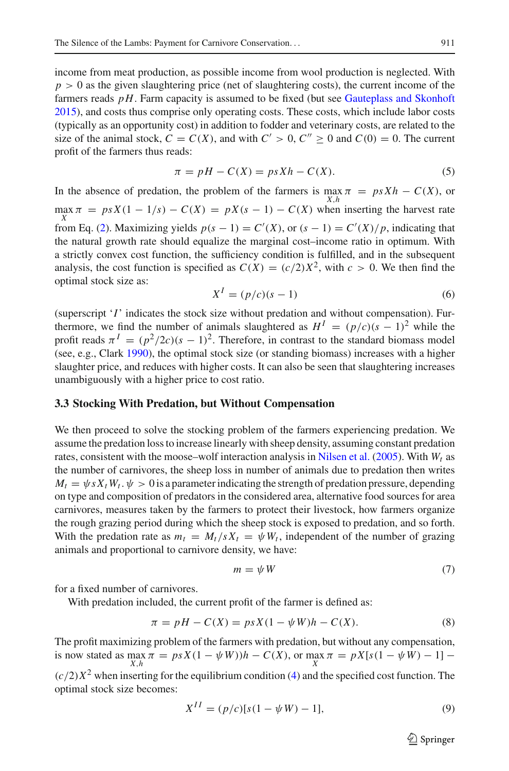income from meat production, as possible income from wool production is neglected. With $p > 0$ as the given slaughtering price (net of slaughtering costs), the current income of the farmers reads $pH$. Farm capacity is assumed to be fixed (but see Gauteplass and Skonhoft 2015), and costs thus comprise only operating costs. These costs, which include labor costs (typically as an opportunity cost) in addition to fodder and veterinary costs, are related to the size of the animal stock, $C = C(X)$, and with $C' > 0$, $C'' \geq 0$ and $C(0) = 0$. The current profit of the farmers thus reads:

$$\pi = pH - C(X) = psXh - C(X). \tag{5}$$

In the absence of predation, the problem of the farmers is $\max_{X,h} \pi = psXh - C(X)$, or $\max_{X} \pi = psX(1 - 1/s) - C(X) = pX(s - 1) - C(X)$ when inserting the harvest rate from Eq. (2). Maximizing yields $p(s - 1) = C'(X)$, or $(s - 1) = C'(X)/p$, indicating that the natural growth rate should equalize the marginal cost–income ratio in optimum. With a strictly convex cost function, the sufficiency condition is fulfilled, and in the subsequent analysis, the cost function is specified as $C(X) = (c/2)X^2$, with $c > 0$. We then find the optimal stock size as:

$$X^I = (p/c)(s - 1) \tag{6}$$

(superscript '$I$' indicates the stock size without predation and without compensation). Furthermore, we find the number of animals slaughtered as $H^I = (p/c)(s - 1)^2$ while the profit reads $\pi^I = (p^2/2c)(s - 1)^2$. Therefore, in contrast to the standard biomass model (see, e.g., Clark 1990), the optimal stock size (or standing biomass) increases with a higher slaughter price, and reduces with higher costs. It can also be seen that slaughtering increases unambiguously with a higher price to cost ratio.

### 3.3 Stocking With Predation, but Without Compensation

We then proceed to solve the stocking problem of the farmers experiencing predation. We assume the predation loss to increase linearly with sheep density, assuming constant predation rates, consistent with the moose–wolf interaction analysis in Nilsen et al. (2005). With $W_t$ as the number of carnivores, the sheep loss in number of animals due to predation then writes $M_t = \psi s X_t W_t$. $\psi > 0$ is a parameter indicating the strength of predation pressure, depending on type and composition of predators in the considered area, alternative food sources for area carnivores, measures taken by the farmers to protect their livestock, how farmers organize the rough grazing period during which the sheep stock is exposed to predation, and so forth. With the predation rate as $m_t = M_t/sX_t = \psi W_t$, independent of the number of grazing animals and proportional to carnivore density, we have:

$$m = \psi W \tag{7}$$

for a fixed number of carnivores.

With predation included, the current profit of the farmer is defined as:

$$\pi = pH - C(X) = psX(1 - \psi W)h - C(X). \tag{8}$$

The profit maximizing problem of the farmers with predation, but without any compensation, is now stated as $\max_{X,h} \pi = psX(1 - \psi W))h - C(X)$, or $\max_{X} \pi = pX[s(1 - \psi W) - 1] - (c/2)X^2$ when inserting for the equilibrium condition (4) and the specified cost function. The optimal stock size becomes:

$$X^{II} = (p/c)[s(1 - \psi W) - 1], \tag{9}$$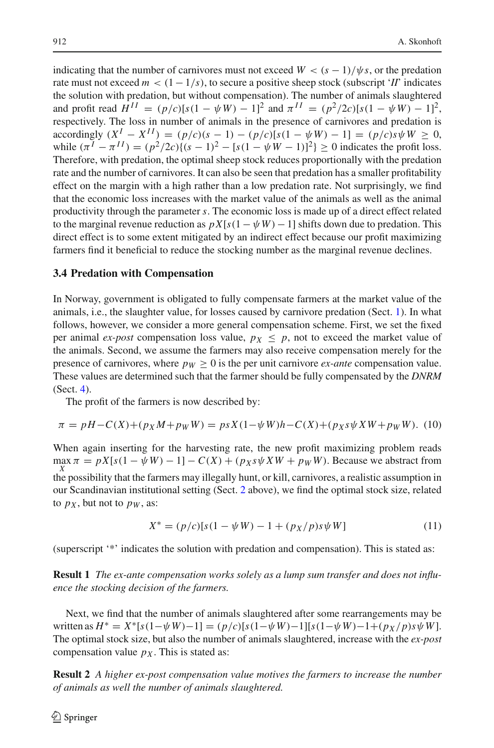indicating that the number of carnivores must not exceed $W < (s-1)/\psi s$, or the predation rate must not exceed $m < (1-1/s)$, to secure a positive sheep stock (subscript '*II*' indicates the solution with predation, but without compensation). The number of animals slaughtered and profit read $H^{II} = (p/c)[s(1-\psi W)-1]^2$ and $\pi^{II} = (p^2/2c)[s(1-\psi W)-1]^2$, respectively. The loss in number of animals in the presence of carnivores and predation is accordingly $(X^I - X^{II}) = (p/c)(s-1) - (p/c)[s(1-\psi W)-1] = (p/c)s\psi W \geq 0$, while $(\pi^I - \pi^{II}) = (p^2/2c)\{(s-1)^2 - [s(1-\psi W-1)]^2\} \geq 0$ indicates the profit loss. Therefore, with predation, the optimal sheep stock reduces proportionally with the predation rate and the number of carnivores. It can also be seen that predation has a smaller profitability effect on the margin with a high rather than a low predation rate. Not surprisingly, we find that the economic loss increases with the market value of the animals as well as the animal productivity through the parameter $s$. The economic loss is made up of a direct effect related to the marginal revenue reduction as $pX[s(1-\psi W)-1]$ shifts down due to predation. This direct effect is to some extent mitigated by an indirect effect because our profit maximizing farmers find it beneficial to reduce the stocking number as the marginal revenue declines.

### 3.4 Predation with Compensation

In Norway, government is obligated to fully compensate farmers at the market value of the animals, i.e., the slaughter value, for losses caused by carnivore predation (Sect. 1). In what follows, however, we consider a more general compensation scheme. First, we set the fixed per animal *ex-post* compensation loss value, $p_X \leq p$, not to exceed the market value of the animals. Second, we assume the farmers may also receive compensation merely for the presence of carnivores, where $p_W \geq 0$ is the per unit carnivore *ex-ante* compensation value. These values are determined such that the farmer should be fully compensated by the *DNRM* (Sect. 4).

The profit of the farmers is now described by:

$$\pi = pH - C(X) + (p_X M + p_W W) = psX(1-\psi W)h - C(X) + (p_X s\psi XW + p_W W). \quad (10)$$

When again inserting for the harvesting rate, the new profit maximizing problem reads $\max_X \pi = pX[s(1-\psi W)-1] - C(X) + (p_X s\psi XW + p_W W)$. Because we abstract from the possibility that the farmers may illegally hunt, or kill, carnivores, a realistic assumption in our Scandinavian institutional setting (Sect. 2 above), we find the optimal stock size, related to $p_X$, but not to $p_W$, as:

$$X^* = (p/c)[s(1-\psi W) - 1 + (p_X/p)s\psi W] \quad (11)$$

(superscript '*' indicates the solution with predation and compensation). This is stated as:

**Result 1** *The ex-ante compensation works solely as a lump sum transfer and does not influence the stocking decision of the farmers.*

Next, we find that the number of animals slaughtered after some rearrangements may be written as $H^* = X^*[s(1-\psi W)-1] = (p/c)[s(1-\psi W)-1][s(1-\psi W)-1+(p_X/p)s\psi W]$. The optimal stock size, but also the number of animals slaughtered, increase with the *ex-post* compensation value $p_X$. This is stated as:

**Result 2** *A higher ex-post compensation value motives the farmers to increase the number of animals as well the number of animals slaughtered.*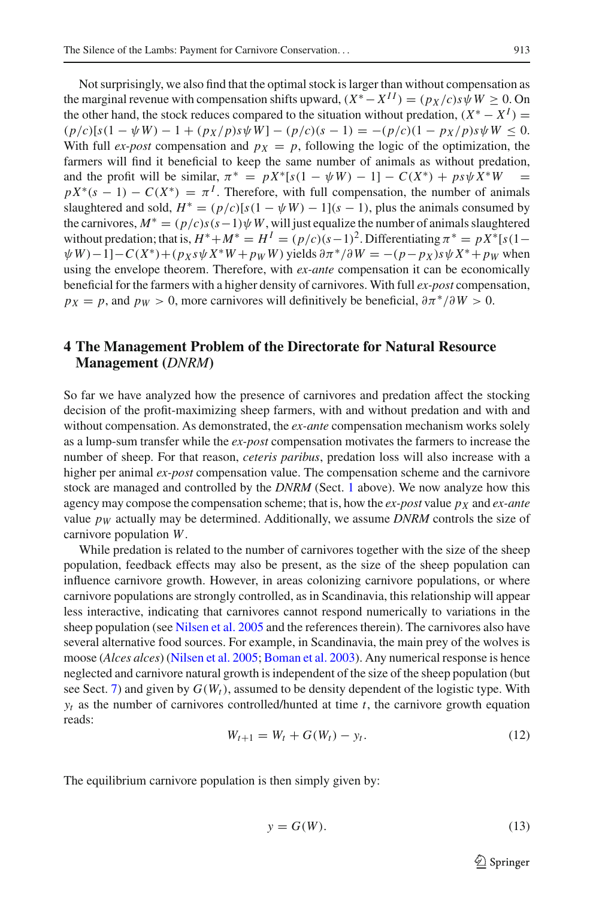Not surprisingly, we also find that the optimal stock is larger than without compensation as the marginal revenue with compensation shifts upward, $(X^* - X^{II}) = (p_X/c)s\psi W \geq 0$. On the other hand, the stock reduces compared to the situation without predation, $(X^* - X^I) = (p/c)[s(1-\psi W) - 1 + (p_X/p)s\psi W] - (p/c)(s-1) = -(p/c)(1 - p_X/p)s\psi W \leq 0$. With full *ex-post* compensation and $p_X = p$, following the logic of the optimization, the farmers will find it beneficial to keep the same number of animals as without predation, and the profit will be similar, $\pi^* = pX^*[s(1-\psi W) - 1] - C(X^*) + ps\psi X^* W = pX^*(s-1) - C(X^*) = \pi^I$. Therefore, with full compensation, the number of animals slaughtered and sold, $H^* = (p/c)[s(1-\psi W) - 1](s-1)$, plus the animals consumed by the carnivores, $M^* = (p/c)s(s-1)\psi W$, will just equalize the number of animals slaughtered without predation; that is, $H^* + M^* = H^I = (p/c)(s-1)^2$. Differentiating $\pi^* = pX^*[s(1-\psi W) - 1] - C(X^*) + (p_X s\psi X^* W + p_W W)$ yields $\partial\pi^*/\partial W = -(p - p_X)s\psi X^* + p_W$ when using the envelope theorem. Therefore, with *ex-ante* compensation it can be economically beneficial for the farmers with a higher density of carnivores. With full *ex-post* compensation, $p_X = p$, and $p_W > 0$, more carnivores will definitively be beneficial, $\partial\pi^*/\partial W > 0$.

## 4 The Management Problem of the Directorate for Natural Resource Management (*DNRM*)

So far we have analyzed how the presence of carnivores and predation affect the stocking decision of the profit-maximizing sheep farmers, with and without predation and with and without compensation. As demonstrated, the *ex-ante* compensation mechanism works solely as a lump-sum transfer while the *ex-post* compensation motivates the farmers to increase the number of sheep. For that reason, *ceteris paribus*, predation loss will also increase with a higher per animal *ex-post* compensation value. The compensation scheme and the carnivore stock are managed and controlled by the *DNRM* (Sect. 1 above). We now analyze how this agency may compose the compensation scheme; that is, how the *ex-post* value $p_X$ and *ex-ante* value $p_W$ actually may be determined. Additionally, we assume *DNRM* controls the size of carnivore population $W$.

While predation is related to the number of carnivores together with the size of the sheep population, feedback effects may also be present, as the size of the sheep population can influence carnivore growth. However, in areas colonizing carnivore populations, or where carnivore populations are strongly controlled, as in Scandinavia, this relationship will appear less interactive, indicating that carnivores cannot respond numerically to variations in the sheep population (see Nilsen et al. 2005 and the references therein). The carnivores also have several alternative food sources. For example, in Scandinavia, the main prey of the wolves is moose (*Alces alces*) (Nilsen et al. 2005; Boman et al. 2003). Any numerical response is hence neglected and carnivore natural growth is independent of the size of the sheep population (but see Sect. 7) and given by $G(W_t)$, assumed to be density dependent of the logistic type. With $y_t$ as the number of carnivores controlled/hunted at time $t$, the carnivore growth equation reads:

$$W_{t+1} = W_t + G(W_t) - y_t. \tag{12}$$

The equilibrium carnivore population is then simply given by:

$$y = G(W). \tag{13}$$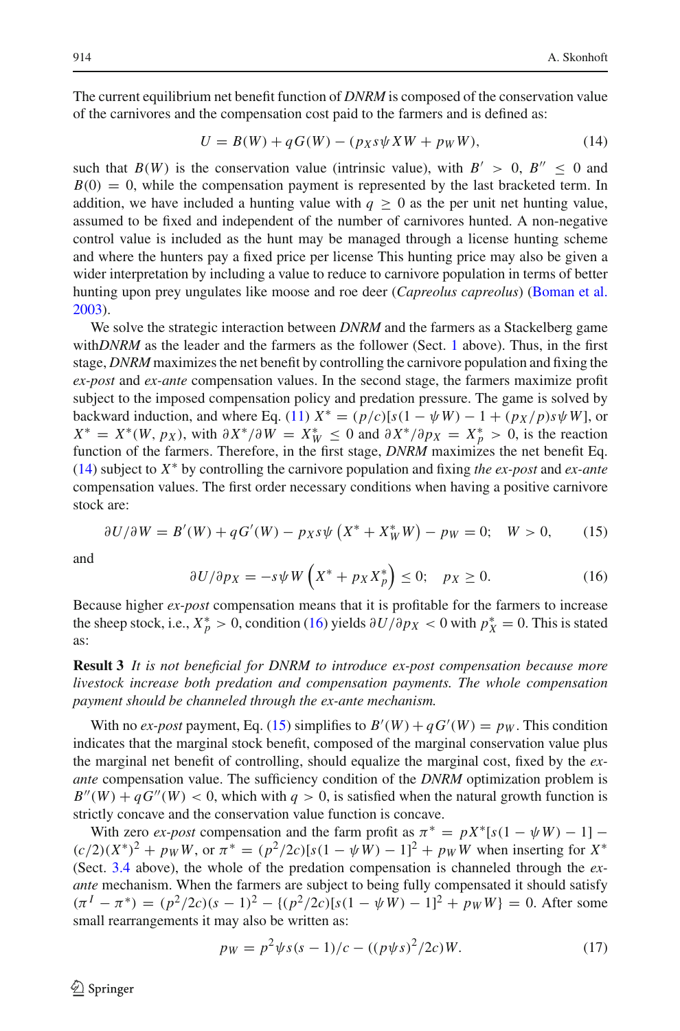The current equilibrium net benefit function of *DNRM* is composed of the conservation value of the carnivores and the compensation cost paid to the farmers and is defined as:

$$U = B(W) + qG(W) - (p_X s\psi XW + p_W W), \tag{14}$$

such that $B(W)$ is the conservation value (intrinsic value), with $B' > 0$, $B'' \leq 0$ and $B(0) = 0$, while the compensation payment is represented by the last bracketed term. In addition, we have included a hunting value with $q \geq 0$ as the per unit net hunting value, assumed to be fixed and independent of the number of carnivores hunted. A non-negative control value is included as the hunt may be managed through a license hunting scheme and where the hunters pay a fixed price per license This hunting price may also be given a wider interpretation by including a value to reduce to carnivore population in terms of better hunting upon prey ungulates like moose and roe deer (*Capreolus capreolus*) (Boman et al. 2003).

We solve the strategic interaction between *DNRM* and the farmers as a Stackelberg game with*DNRM* as the leader and the farmers as the follower (Sect. 1 above). Thus, in the first stage, *DNRM* maximizes the net benefit by controlling the carnivore population and fixing the *ex-post* and *ex-ante* compensation values. In the second stage, the farmers maximize profit subject to the imposed compensation policy and predation pressure. The game is solved by backward induction, and where Eq. (11) $X^* = (p/c)[s(1 - \psi W) - 1 + (p_X/p)s\psi W]$, or $X^* = X^*(W, p_X)$, with $\partial X^*/\partial W = X_W^* \leq 0$ and $\partial X^*/\partial p_X = X_p^* > 0$, is the reaction function of the farmers. Therefore, in the first stage, *DNRM* maximizes the net benefit Eq. (14) subject to $X^*$ by controlling the carnivore population and fixing *the ex-post* and *ex-ante* compensation values. The first order necessary conditions when having a positive carnivore stock are:

$$\partial U/\partial W = B'(W) + qG'(W) - p_X s\psi \left(X^* + X_W^* W\right) - p_W = 0; \quad W > 0, \tag{15}$$

and

$$\partial U/\partial p_X = -s\psi W \left(X^* + p_X X_p^*\right) \leq 0; \quad p_X \geq 0. \tag{16}$$

Because higher *ex-post* compensation means that it is profitable for the farmers to increase the sheep stock, i.e., $X_p^* > 0$, condition (16) yields $\partial U/\partial p_X < 0$ with $p_X^* = 0$. This is stated as:

**Result 3** *It is not beneficial for DNRM to introduce ex-post compensation because more livestock increase both predation and compensation payments. The whole compensation payment should be channeled through the ex-ante mechanism.*

With no *ex-post* payment, Eq. (15) simplifies to $B'(W) + qG'(W) = p_W$. This condition indicates that the marginal stock benefit, composed of the marginal conservation value plus the marginal net benefit of controlling, should equalize the marginal cost, fixed by the *ex-ante* compensation value. The sufficiency condition of the *DNRM* optimization problem is $B''(W) + qG''(W) < 0$, which with $q > 0$, is satisfied when the natural growth function is strictly concave and the conservation value function is concave.

With zero *ex-post* compensation and the farm profit as $\pi^* = pX^*[s(1 - \psi W) - 1] - (c/2)(X^*)^2 + p_W W$, or $\pi^* = (p^2/2c)[s(1 - \psi W) - 1]^2 + p_W W$ when inserting for $X^*$ (Sect. 3.4 above), the whole of the predation compensation is channeled through the *ex-ante* mechanism. When the farmers are subject to being fully compensated it should satisfy $(\pi^I - \pi^*) = (p^2/2c)(s - 1)^2 - \{(p^2/2c)[s(1 - \psi W) - 1]^2 + p_W W\} = 0$. After some small rearrangements it may also be written as:

$$p_W = p^2\psi s(s - 1)/c - ((p\psi s)^2/2c)W. \tag{17}$$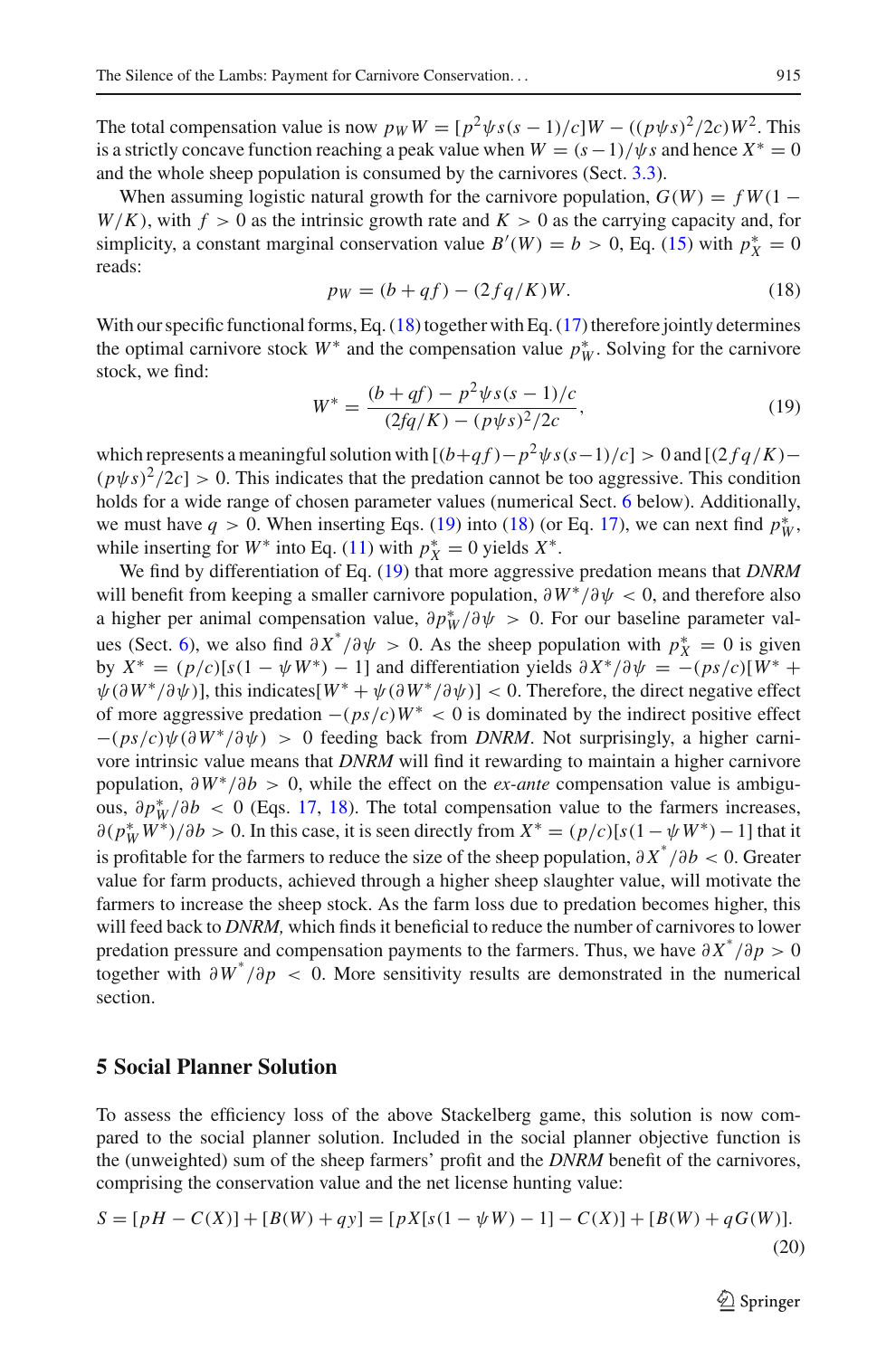The total compensation value is now $p_W W = [p^2\psi s(s-1)/c]W - ((p\psi s)^2/2c)W^2$. This is a strictly concave function reaching a peak value when $W = (s-1)/\psi s$ and hence $X^* = 0$ and the whole sheep population is consumed by the carnivores (Sect. 3.3).

When assuming logistic natural growth for the carnivore population, $G(W) = fW(1 - W/K)$, with $f > 0$ as the intrinsic growth rate and $K > 0$ as the carrying capacity and, for simplicity, a constant marginal conservation value $B'(W) = b > 0$, Eq. (15) with $p_X^* = 0$ reads:

$$p_W = (b + qf) - (2fq/K)W. \tag{18}$$

With our specific functional forms, Eq. (18) together with Eq. (17) therefore jointly determines the optimal carnivore stock $W^*$ and the compensation value $p_W^*$. Solving for the carnivore stock, we find:

$$W^* = \frac{(b+qf) - p^2\psi s(s-1)/c}{(2fq/K) - (p\psi s)^2/2c}, \tag{19}$$

which represents a meaningful solution with $[(b+qf) - p^2\psi s(s-1)/c] > 0$ and $[(2fq/K) - (p\psi s)^2/2c] > 0$. This indicates that the predation cannot be too aggressive. This condition holds for a wide range of chosen parameter values (numerical Sect. 6 below). Additionally, we must have $q > 0$. When inserting Eqs. (19) into (18) (or Eq. 17), we can next find $p_W^*$, while inserting for $W^*$ into Eq. (11) with $p_X^* = 0$ yields $X^*$.

We find by differentiation of Eq. (19) that more aggressive predation means that *DNRM* will benefit from keeping a smaller carnivore population, $\partial W^*/\partial\psi < 0$, and therefore also a higher per animal compensation value, $\partial p_W^*/\partial\psi > 0$. For our baseline parameter values (Sect. 6), we also find $\partial X^*/\partial\psi > 0$. As the sheep population with $p_X^* = 0$ is given by $X^* = (p/c)[s(1-\psi W^*) - 1]$ and differentiation yields $\partial X^*/\partial\psi = -(ps/c)[W^* + \psi(\partial W^*/\partial\psi)]$, this indicates$[W^* + \psi(\partial W^*/\partial\psi)] < 0$. Therefore, the direct negative effect of more aggressive predation $-(ps/c)W^* < 0$ is dominated by the indirect positive effect $-(ps/c)\psi(\partial W^*/\partial\psi) > 0$ feeding back from *DNRM*. Not surprisingly, a higher carnivore intrinsic value means that *DNRM* will find it rewarding to maintain a higher carnivore population, $\partial W^*/\partial b > 0$, while the effect on the *ex-ante* compensation value is ambiguous, $\partial p_W^*/\partial b < 0$ (Eqs. 17, 18). The total compensation value to the farmers increases, $\partial(p_W^* W^*)/\partial b > 0$. In this case, it is seen directly from $X^* = (p/c)[s(1-\psi W^*) - 1]$ that it is profitable for the farmers to reduce the size of the sheep population, $\partial X^*/\partial b < 0$. Greater value for farm products, achieved through a higher sheep slaughter value, will motivate the farmers to increase the sheep stock. As the farm loss due to predation becomes higher, this will feed back to *DNRM,* which finds it beneficial to reduce the number of carnivores to lower predation pressure and compensation payments to the farmers. Thus, we have $\partial X^*/\partial p > 0$ together with $\partial W^*/\partial p < 0$. More sensitivity results are demonstrated in the numerical section.

## 5 Social Planner Solution

To assess the efficiency loss of the above Stackelberg game, this solution is now compared to the social planner solution. Included in the social planner objective function is the (unweighted) sum of the sheep farmers' profit and the *DNRM* benefit of the carnivores, comprising the conservation value and the net license hunting value:

$$S = [pH - C(X)] + [B(W) + qy] = [pX[s(1-\psi W) - 1] - C(X)] + [B(W) + qG(W)]. \tag{20}$$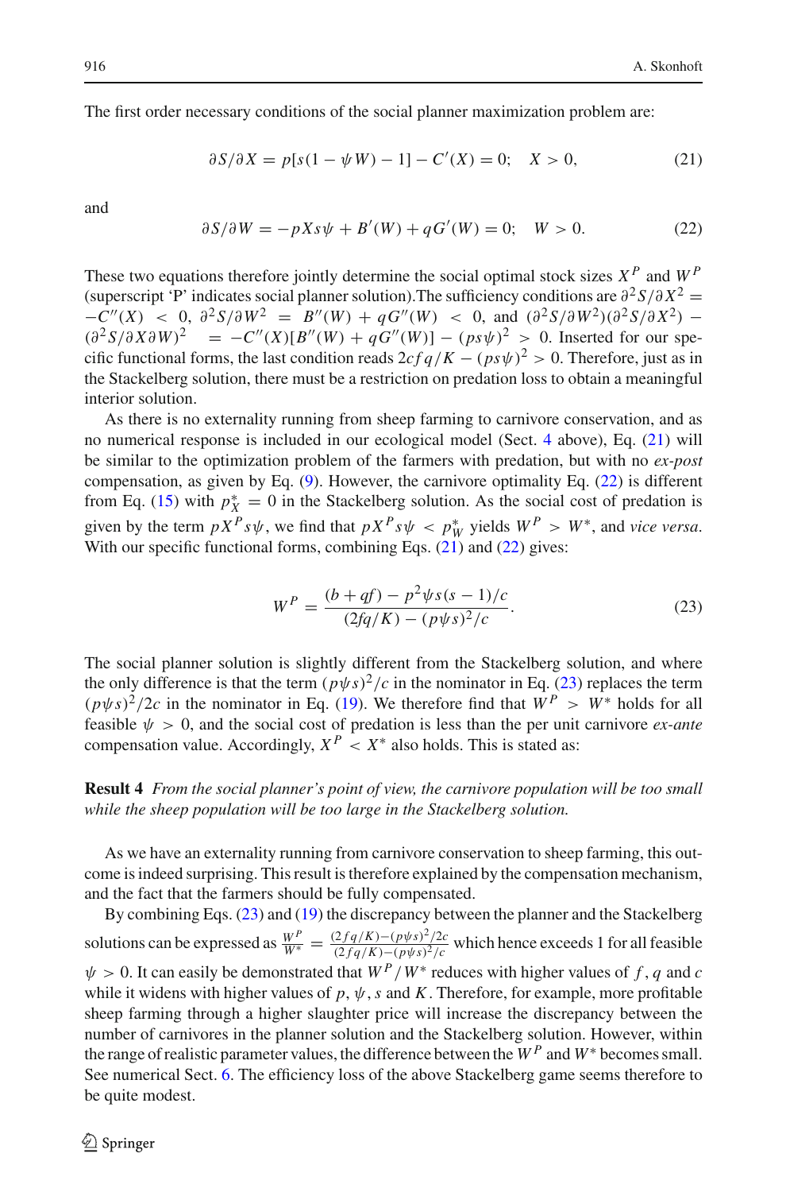The first order necessary conditions of the social planner maximization problem are:

$$\partial S/\partial X = p[s(1-\psi W) - 1] - C'(X) = 0; \quad X > 0, \tag{21}$$

and

$$\partial S/\partial W = -pXs\psi + B'(W) + qG'(W) = 0; \quad W > 0. \tag{22}$$

These two equations therefore jointly determine the social optimal stock sizes $X^P$ and $W^P$ (superscript 'P' indicates social planner solution).The sufficiency conditions are $\partial^2 S/\partial X^2 = -C''(X) < 0$, $\partial^2 S/\partial W^2 = B''(W) + qG''(W) < 0$, and $(\partial^2 S/\partial W^2)(\partial^2 S/\partial X^2) - (\partial^2 S/\partial X \partial W)^2 = -C''(X)[B''(W) + qG''(W)] - (ps\psi)^2 > 0$. Inserted for our specific functional forms, the last condition reads $2cfq/K - (ps\psi)^2 > 0$. Therefore, just as in the Stackelberg solution, there must be a restriction on predation loss to obtain a meaningful interior solution.

As there is no externality running from sheep farming to carnivore conservation, and as no numerical response is included in our ecological model (Sect. 4 above), Eq. (21) will be similar to the optimization problem of the farmers with predation, but with no *ex-post* compensation, as given by Eq. (9). However, the carnivore optimality Eq. (22) is different from Eq. (15) with $p_X^* = 0$ in the Stackelberg solution. As the social cost of predation is given by the term $pX^P s\psi$, we find that $pX^P s\psi < p_W^*$ yields $W^P > W^*$, and *vice versa*. With our specific functional forms, combining Eqs. (21) and (22) gives:

$$W^P = \frac{(b+qf) - p^2\psi s(s-1)/c}{(2fq/K) - (p\psi s)^2/c}. \tag{23}$$

The social planner solution is slightly different from the Stackelberg solution, and where the only difference is that the term $(p\psi s)^2/c$ in the nominator in Eq. (23) replaces the term $(p\psi s)^2/2c$ in the nominator in Eq. (19). We therefore find that $W^P > W^*$ holds for all feasible $\psi > 0$, and the social cost of predation is less than the per unit carnivore *ex-ante* compensation value. Accordingly, $X^P < X^*$ also holds. This is stated as:

**Result 4** *From the social planner's point of view, the carnivore population will be too small while the sheep population will be too large in the Stackelberg solution.*

As we have an externality running from carnivore conservation to sheep farming, this outcome is indeed surprising. This result is therefore explained by the compensation mechanism, and the fact that the farmers should be fully compensated.

By combining Eqs. (23) and (19) the discrepancy between the planner and the Stackelberg solutions can be expressed as $\frac{W^P}{W^*} = \frac{(2fq/K)-(p\psi s)^2/2c}{(2fq/K)-(p\psi s)^2/c}$ which hence exceeds 1 for all feasible $\psi > 0$. It can easily be demonstrated that $W^P/W^*$ reduces with higher values of $f$, $q$ and $c$ while it widens with higher values of $p$, $\psi$, $s$ and $K$. Therefore, for example, more profitable sheep farming through a higher slaughter price will increase the discrepancy between the number of carnivores in the planner solution and the Stackelberg solution. However, within the range of realistic parameter values, the difference between the $W^P$ and $W^*$ becomes small. See numerical Sect. 6. The efficiency loss of the above Stackelberg game seems therefore to be quite modest.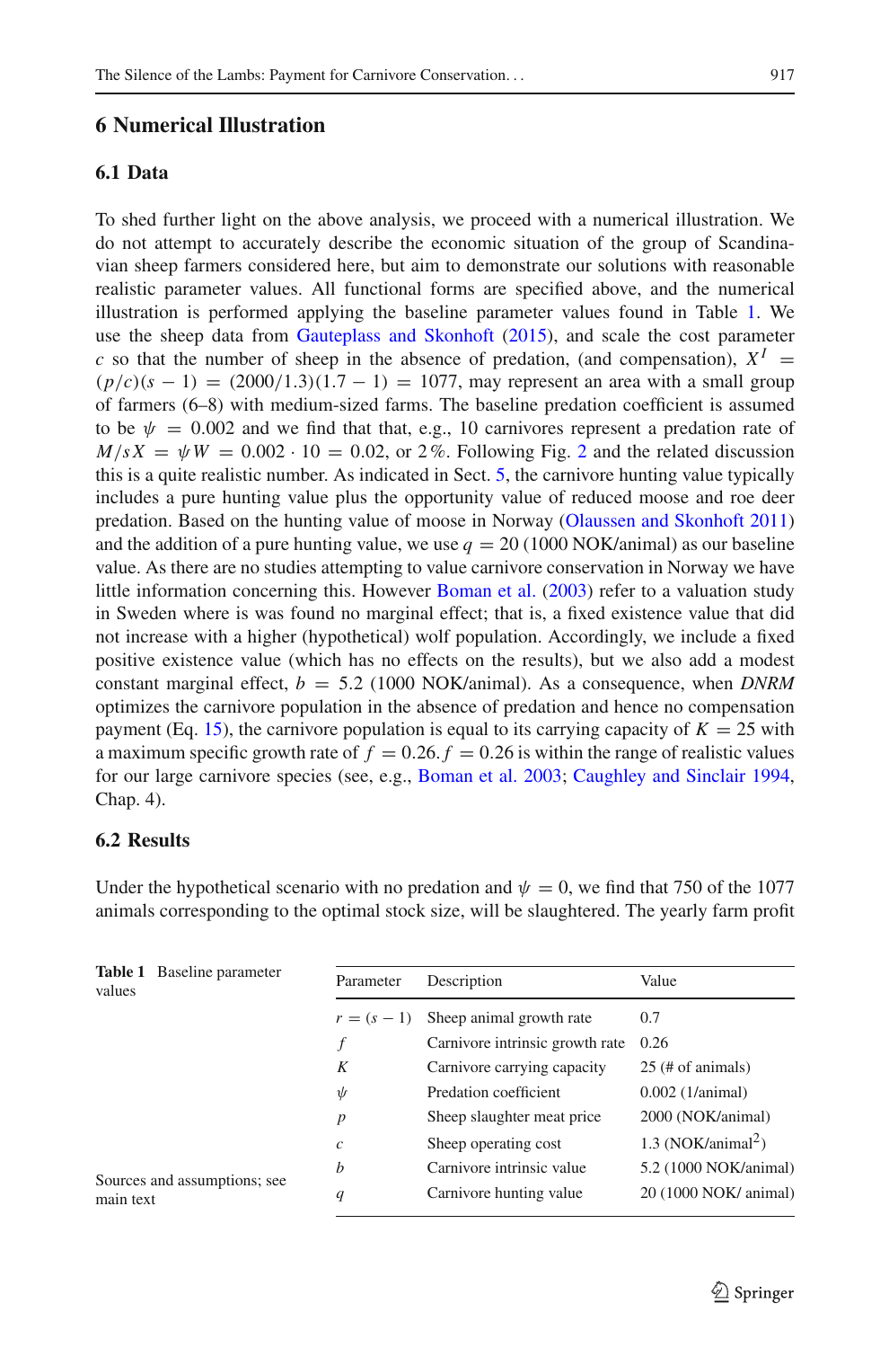## 6 Numerical Illustration

### 6.1 Data

To shed further light on the above analysis, we proceed with a numerical illustration. We do not attempt to accurately describe the economic situation of the group of Scandinavian sheep farmers considered here, but aim to demonstrate our solutions with reasonable realistic parameter values. All functional forms are specified above, and the numerical illustration is performed applying the baseline parameter values found in Table 1. We use the sheep data from Gauteplass and Skonhoft (2015), and scale the cost parameter $c$ so that the number of sheep in the absence of predation, (and compensation), $X^I = (p/c)(s-1) = (2000/1.3)(1.7-1) = 1077$, may represent an area with a small group of farmers (6–8) with medium-sized farms. The baseline predation coefficient is assumed to be $\psi = 0.002$ and we find that that, e.g., 10 carnivores represent a predation rate of $M/sX = \psi W = 0.002 \cdot 10 = 0.02$, or 2 %. Following Fig. 2 and the related discussion this is a quite realistic number. As indicated in Sect. 5, the carnivore hunting value typically includes a pure hunting value plus the opportunity value of reduced moose and roe deer predation. Based on the hunting value of moose in Norway (Olaussen and Skonhoft 2011) and the addition of a pure hunting value, we use $q = 20$ (1000 NOK/animal) as our baseline value. As there are no studies attempting to value carnivore conservation in Norway we have little information concerning this. However Boman et al. (2003) refer to a valuation study in Sweden where is was found no marginal effect; that is, a fixed existence value that did not increase with a higher (hypothetical) wolf population. Accordingly, we include a fixed positive existence value (which has no effects on the results), but we also add a modest constant marginal effect, $b = 5.2$ (1000 NOK/animal). As a consequence, when *DNRM* optimizes the carnivore population in the absence of predation and hence no compensation payment (Eq. 15), the carnivore population is equal to its carrying capacity of $K = 25$ with a maximum specific growth rate of $f = 0.26$. $f = 0.26$ is within the range of realistic values for our large carnivore species (see, e.g., Boman et al. 2003; Caughley and Sinclair 1994, Chap. 4).

### 6.2 Results

Under the hypothetical scenario with no predation and $\psi = 0$, we find that 750 of the 1077 animals corresponding to the optimal stock size, will be slaughtered. The yearly farm profit

**Table 1** Baseline parameter values

| Parameter | Description | Value |
|---|---|---|
| $r = (s-1)$ | Sheep animal growth rate | 0.7 |
| $f$ | Carnivore intrinsic growth rate | 0.26 |
| $K$ | Carnivore carrying capacity | 25 (# of animals) |
| $\psi$ | Predation coefficient | 0.002 (1/animal) |
| $p$ | Sheep slaughter meat price | 2000 (NOK/animal) |
| $c$ | Sheep operating cost | 1.3 (NOK/animal$^2$) |
| $b$ | Carnivore intrinsic value | 5.2 (1000 NOK/animal) |
| $q$ | Carnivore hunting value | 20 (1000 NOK/ animal) |

Sources and assumptions; see main text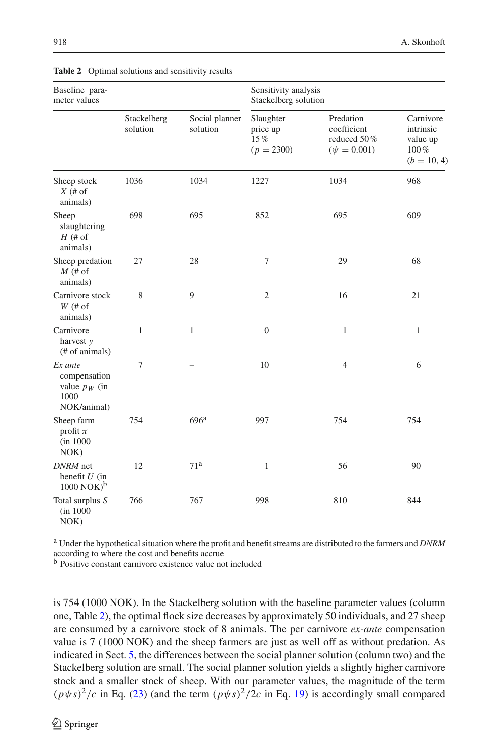**Table 2** Optimal solutions and sensitivity results

| Baseline parameter values | | | Sensitivity analysis Stackelberg solution | | |
|---|---|---|---|---|---|
| | Stackelberg solution | Social planner solution | Slaughter price up 15% ($p = 2300$) | Predation coefficient reduced 50% ($\psi = 0.001$) | Carnivore intrinsic value up 100% ($b = 10, 4$) |
| Sheep stock $X$ (# of animals) | 1036 | 1034 | 1227 | 1034 | 968 |
| Sheep slaughtering $H$ (# of animals) | 698 | 695 | 852 | 695 | 609 |
| Sheep predation $M$ (# of animals) | 27 | 28 | 7 | 29 | 68 |
| Carnivore stock $W$ (# of animals) | 8 | 9 | 2 | 16 | 21 |
| Carnivore harvest $y$ (# of animals) | 1 | 1 | 0 | 1 | 1 |
| *Ex ante* compensation value $p_W$ (in 1000 NOK/animal) | 7 | – | 10 | 4 | 6 |
| Sheep farm profit $\pi$ (in 1000 NOK) | 754 | 696[a] | 997 | 754 | 754 |
| *DNRM* net benefit $U$ (in 1000 NOK)[b] | 12 | 71[a] | 1 | 56 | 90 |
| Total surplus $S$ (in 1000 NOK) | 766 | 767 | 998 | 810 | 844 |

[a] Under the hypothetical situation where the profit and benefit streams are distributed to the farmers and *DNRM* according to where the cost and benefits accrue

[b] Positive constant carnivore existence value not included

is 754 (1000 NOK). In the Stackelberg solution with the baseline parameter values (column one, Table 2), the optimal flock size decreases by approximately 50 individuals, and 27 sheep are consumed by a carnivore stock of 8 animals. The per carnivore *ex-ante* compensation value is 7 (1000 NOK) and the sheep farmers are just as well off as without predation. As indicated in Sect. 5, the differences between the social planner solution (column two) and the Stackelberg solution are small. The social planner solution yields a slightly higher carnivore stock and a smaller stock of sheep. With our parameter values, the magnitude of the term $(p\psi s)^2/c$ in Eq. (23) (and the term $(p\psi s)^2/2c$ in Eq. 19) is accordingly small compared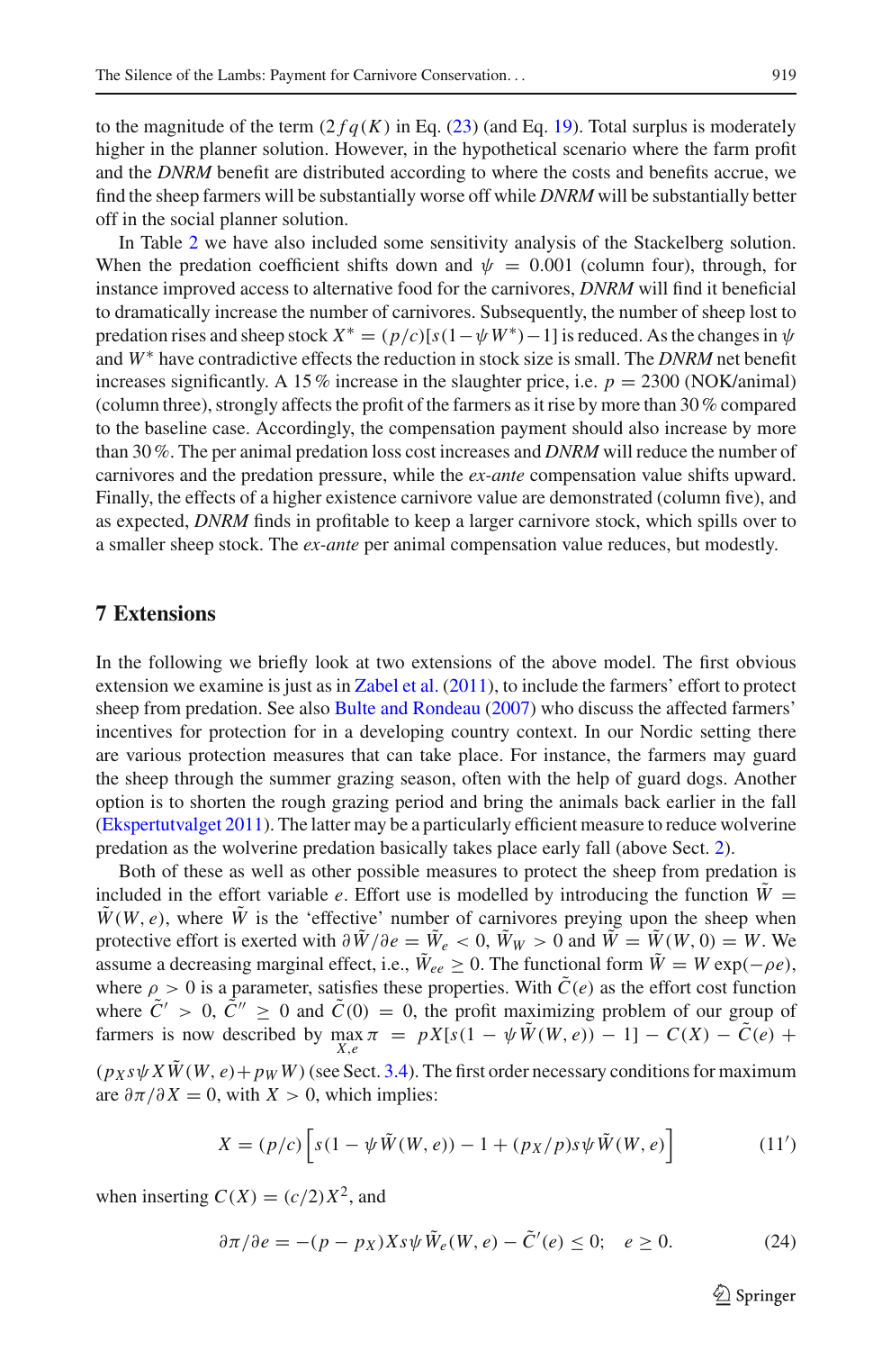to the magnitude of the term $(2fq(K)$ in Eq. (23) (and Eq. 19). Total surplus is moderately higher in the planner solution. However, in the hypothetical scenario where the farm profit and the *DNRM* benefit are distributed according to where the costs and benefits accrue, we find the sheep farmers will be substantially worse off while *DNRM* will be substantially better off in the social planner solution.

In Table 2 we have also included some sensitivity analysis of the Stackelberg solution. When the predation coefficient shifts down and $\psi = 0.001$ (column four), through, for instance improved access to alternative food for the carnivores, *DNRM* will find it beneficial to dramatically increase the number of carnivores. Subsequently, the number of sheep lost to predation rises and sheep stock $X^* = (p/c)[s(1-\psi W^*)-1]$ is reduced. As the changes in $\psi$ and $W^*$ have contradictive effects the reduction in stock size is small. The *DNRM* net benefit increases significantly. A 15 % increase in the slaughter price, i.e. $p = 2300$ (NOK/animal) (column three), strongly affects the profit of the farmers as it rise by more than 30 % compared to the baseline case. Accordingly, the compensation payment should also increase by more than 30 %. The per animal predation loss cost increases and *DNRM* will reduce the number of carnivores and the predation pressure, while the *ex-ante* compensation value shifts upward. Finally, the effects of a higher existence carnivore value are demonstrated (column five), and as expected, *DNRM* finds in profitable to keep a larger carnivore stock, which spills over to a smaller sheep stock. The *ex-ante* per animal compensation value reduces, but modestly.

## 7 Extensions

In the following we briefly look at two extensions of the above model. The first obvious extension we examine is just as in Zabel et al. (2011), to include the farmers' effort to protect sheep from predation. See also Bulte and Rondeau (2007) who discuss the affected farmers' incentives for protection for in a developing country context. In our Nordic setting there are various protection measures that can take place. For instance, the farmers may guard the sheep through the summer grazing season, often with the help of guard dogs. Another option is to shorten the rough grazing period and bring the animals back earlier in the fall (Ekspertutvalget 2011). The latter may be a particularly efficient measure to reduce wolverine predation as the wolverine predation basically takes place early fall (above Sect. 2).

Both of these as well as other possible measures to protect the sheep from predation is included in the effort variable $e$. Effort use is modelled by introducing the function $\tilde{W} = \tilde{W}(W, e)$, where $\tilde{W}$ is the 'effective' number of carnivores preying upon the sheep when protective effort is exerted with $\partial\tilde{W}/\partial e = \tilde{W}_e < 0$, $\tilde{W}_W > 0$ and $\tilde{W} = \tilde{W}(W, 0) = W$. We assume a decreasing marginal effect, i.e., $\tilde{W}_{ee} \geq 0$. The functional form $\tilde{W} = W\exp(-\rho e)$, where $\rho > 0$ is a parameter, satisfies these properties. With $\tilde{C}(e)$ as the effort cost function where $\tilde{C}' > 0$, $\tilde{C}'' \geq 0$ and $\tilde{C}(0) = 0$, the profit maximizing problem of our group of farmers is now described by $\max\limits_{X,e} \pi = pX[s(1-\psi\tilde{W}(W,e)) - 1] - C(X) - \tilde{C}(e) + (p_X s\psi X\tilde{W}(W,e) + p_W W)$ (see Sect. 3.4). The first order necessary conditions for maximum are $\partial\pi/\partial X = 0$, with $X > 0$, which implies:

$$X = (p/c)\left[s(1-\psi\tilde{W}(W,e)) - 1 + (p_X/p)s\psi\tilde{W}(W,e)\right] \tag{11'}$$

when inserting $C(X) = (c/2)X^2$, and

$$\partial\pi/\partial e = -(p - p_X)Xs\psi\tilde{W}_e(W,e) - \tilde{C}'(e) \leq 0; \quad e \geq 0. \tag{24}$$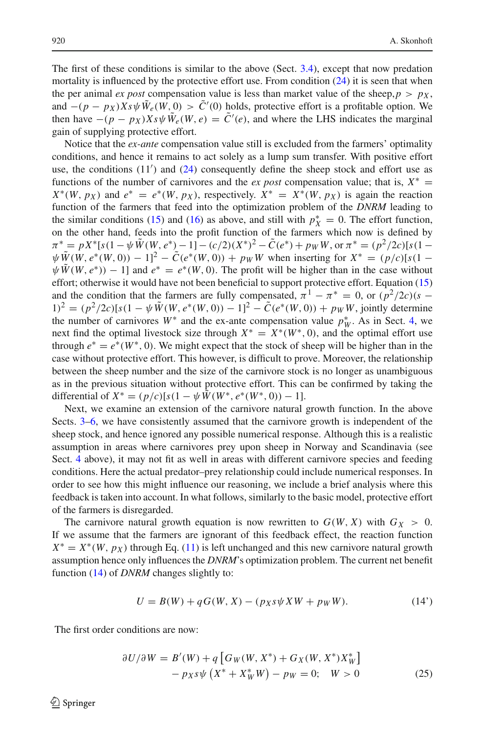The first of these conditions is similar to the above (Sect. 3.4), except that now predation mortality is influenced by the protective effort use. From condition (24) it is seen that when the per animal *ex post* compensation value is less than market value of the sheep, $p > p_X$, and $-(p - p_X)Xs\psi \tilde{W}_e(W, 0) > \tilde{C}'(0)$ holds, protective effort is a profitable option. We then have $-(p - p_X)Xs\psi \tilde{W}_e(W, e) = \tilde{C}'(e)$, and where the LHS indicates the marginal gain of supplying protective effort.

Notice that the *ex-ante* compensation value still is excluded from the farmers' optimality conditions, and hence it remains to act solely as a lump sum transfer. With positive effort use, the conditions (11′) and (24) consequently define the sheep stock and effort use as functions of the number of carnivores and the *ex post* compensation value; that is, $X^* = X^*(W, p_X)$ and $e^* = e^*(W, p_X)$, respectively. $X^* = X^*(W, p_X)$ is again the reaction function of the farmers that feed into the optimization problem of the *DNRM* leading to the similar conditions (15) and (16) as above, and still with $p_X^* = 0$. The effort function, on the other hand, feeds into the profit function of the farmers which now is defined by $\pi^* = pX^*[s(1 - \psi \tilde{W}(W, e^*) - 1] - (c/2)(X^*)^2 - \tilde{C}(e^*) + p_W W$, or $\pi^* = (p^2/2c)[s(1 - \psi \tilde{W}(W, e^*(W, 0)) - 1]^2 - \tilde{C}(e^*(W, 0)) + p_W W$ when inserting for $X^* = (p/c)[s(1 - \psi \tilde{W}(W, e^*)) - 1]$ and $e^* = e^*(W, 0)$. The profit will be higher than in the case without effort; otherwise it would have not been beneficial to support protective effort. Equation (15) and the condition that the farmers are fully compensated, $\pi^1 - \pi^* = 0$, or $(p^2/2c)(s - 1)^2 = (p^2/2c)[s(1 - \psi \tilde{W}(W, e^*(W, 0)) - 1]^2 - \tilde{C}(e^*(W, 0)) + p_W W$, jointly determine the number of carnivores $W^*$ and the ex-ante compensation value $p_W^*$. As in Sect. 4, we next find the optimal livestock size through $X^* = X^*(W^*, 0)$, and the optimal effort use through $e^* = e^*(W^*, 0)$. We might expect that the stock of sheep will be higher than in the case without protective effort. This however, is difficult to prove. Moreover, the relationship between the sheep number and the size of the carnivore stock is no longer as unambiguous as in the previous situation without protective effort. This can be confirmed by taking the differential of $X^* = (p/c)[s(1 - \psi \tilde{W}(W^*, e^*(W^*, 0)) - 1]$.

Next, we examine an extension of the carnivore natural growth function. In the above Sects. 3–6, we have consistently assumed that the carnivore growth is independent of the sheep stock, and hence ignored any possible numerical response. Although this is a realistic assumption in areas where carnivores prey upon sheep in Norway and Scandinavia (see Sect. 4 above), it may not fit as well in areas with different carnivore species and feeding conditions. Here the actual predator–prey relationship could include numerical responses. In order to see how this might influence our reasoning, we include a brief analysis where this feedback is taken into account. In what follows, similarly to the basic model, protective effort of the farmers is disregarded.

The carnivore natural growth equation is now rewritten to $G(W, X)$ with $G_X > 0$. If we assume that the farmers are ignorant of this feedback effect, the reaction function $X^* = X^*(W, p_X)$ through Eq. (11) is left unchanged and this new carnivore natural growth assumption hence only influences the *DNRM*'s optimization problem. The current net benefit function (14) of *DNRM* changes slightly to:

$$U = B(W) + qG(W, X) - (p_X s\psi XW + p_W W). \tag{14'}$$

The first order conditions are now:

$$\begin{aligned} \partial U/\partial W = B'(W) + q\left[G_W(W, X^*) + G_X(W, X^*)X_W^*\right] \\ - p_X s\psi\left(X^* + X_W^* W\right) - p_W = 0; \quad W > 0 \end{aligned} \tag{25}$$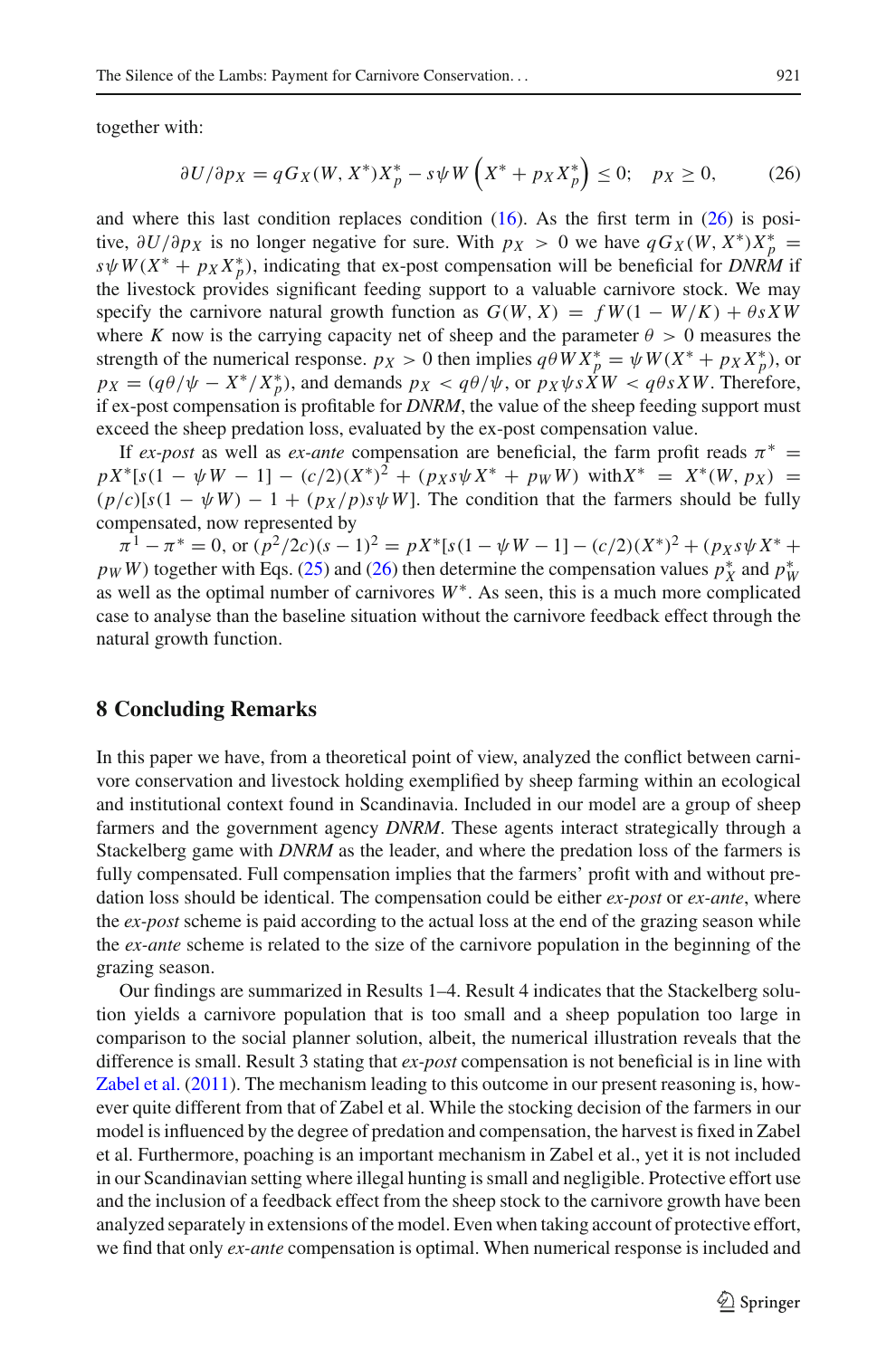together with:

$$\partial U/\partial p_X = qG_X(W, X^*)X_p^* - s\psi W\left(X^* + p_X X_p^*\right) \leq 0; \quad p_X \geq 0, \tag{26}$$

and where this last condition replaces condition (16). As the first term in (26) is positive, $\partial U/\partial p_X$ is no longer negative for sure. With $p_X > 0$ we have $qG_X(W, X^*)X_p^* = s\psi W(X^* + p_X X_p^*)$, indicating that ex-post compensation will be beneficial for *DNRM* if the livestock provides significant feeding support to a valuable carnivore stock. We may specify the carnivore natural growth function as $G(W, X) = fW(1 - W/K) + \theta sXW$ where $K$ now is the carrying capacity net of sheep and the parameter $\theta > 0$ measures the strength of the numerical response. $p_X > 0$ then implies $q\theta WX_p^* = \psi W(X^* + p_X X_p^*)$, or $p_X = (q\theta/\psi - X^*/X_p^*)$, and demands $p_X < q\theta/\psi$, or $p_X\psi sXW < q\theta sXW$. Therefore, if ex-post compensation is profitable for *DNRM*, the value of the sheep feeding support must exceed the sheep predation loss, evaluated by the ex-post compensation value.

If *ex-post* as well as *ex-ante* compensation are beneficial, the farm profit reads $\pi^* = pX^*[s(1 - \psi W - 1] - (c/2)(X^*)^2 + (p_X s\psi X^* + p_W W)$ with $X^* = X^*(W, p_X) = (p/c)[s(1 - \psi W) - 1 + (p_X/p)s\psi W]$. The condition that the farmers should be fully compensated, now represented by

$\pi^1 - \pi^* = 0$, or $(p^2/2c)(s - 1)^2 = pX^*[s(1 - \psi W - 1] - (c/2)(X^*)^2 + (p_X s\psi X^* + p_W W)$ together with Eqs. (25) and (26) then determine the compensation values $p_X^*$ and $p_W^*$ as well as the optimal number of carnivores $W^*$. As seen, this is a much more complicated case to analyse than the baseline situation without the carnivore feedback effect through the natural growth function.

## 8 Concluding Remarks

In this paper we have, from a theoretical point of view, analyzed the conflict between carnivore conservation and livestock holding exemplified by sheep farming within an ecological and institutional context found in Scandinavia. Included in our model are a group of sheep farmers and the government agency *DNRM*. These agents interact strategically through a Stackelberg game with *DNRM* as the leader, and where the predation loss of the farmers is fully compensated. Full compensation implies that the farmers' profit with and without predation loss should be identical. The compensation could be either *ex-post* or *ex-ante*, where the *ex-post* scheme is paid according to the actual loss at the end of the grazing season while the *ex-ante* scheme is related to the size of the carnivore population in the beginning of the grazing season.

Our findings are summarized in Results 1–4. Result 4 indicates that the Stackelberg solution yields a carnivore population that is too small and a sheep population too large in comparison to the social planner solution, albeit, the numerical illustration reveals that the difference is small. Result 3 stating that *ex-post* compensation is not beneficial is in line with Zabel et al. (2011). The mechanism leading to this outcome in our present reasoning is, however quite different from that of Zabel et al. While the stocking decision of the farmers in our model is influenced by the degree of predation and compensation, the harvest is fixed in Zabel et al. Furthermore, poaching is an important mechanism in Zabel et al., yet it is not included in our Scandinavian setting where illegal hunting is small and negligible. Protective effort use and the inclusion of a feedback effect from the sheep stock to the carnivore growth have been analyzed separately in extensions of the model. Even when taking account of protective effort, we find that only *ex-ante* compensation is optimal. When numerical response is included and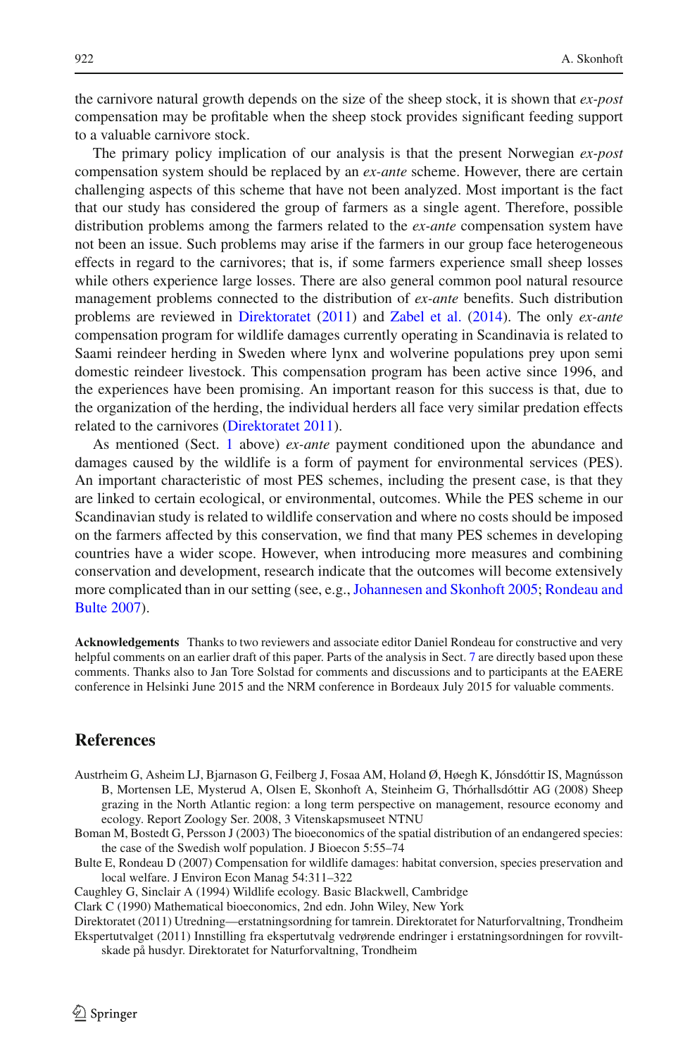the carnivore natural growth depends on the size of the sheep stock, it is shown that *ex-post* compensation may be profitable when the sheep stock provides significant feeding support to a valuable carnivore stock.

The primary policy implication of our analysis is that the present Norwegian *ex-post* compensation system should be replaced by an *ex-ante* scheme. However, there are certain challenging aspects of this scheme that have not been analyzed. Most important is the fact that our study has considered the group of farmers as a single agent. Therefore, possible distribution problems among the farmers related to the *ex-ante* compensation system have not been an issue. Such problems may arise if the farmers in our group face heterogeneous effects in regard to the carnivores; that is, if some farmers experience small sheep losses while others experience large losses. There are also general common pool natural resource management problems connected to the distribution of *ex-ante* benefits. Such distribution problems are reviewed in Direktoratet (2011) and Zabel et al. (2014). The only *ex-ante* compensation program for wildlife damages currently operating in Scandinavia is related to Saami reindeer herding in Sweden where lynx and wolverine populations prey upon semi domestic reindeer livestock. This compensation program has been active since 1996, and the experiences have been promising. An important reason for this success is that, due to the organization of the herding, the individual herders all face very similar predation effects related to the carnivores (Direktoratet 2011).

As mentioned (Sect. 1 above) *ex-ante* payment conditioned upon the abundance and damages caused by the wildlife is a form of payment for environmental services (PES). An important characteristic of most PES schemes, including the present case, is that they are linked to certain ecological, or environmental, outcomes. While the PES scheme in our Scandinavian study is related to wildlife conservation and where no costs should be imposed on the farmers affected by this conservation, we find that many PES schemes in developing countries have a wider scope. However, when introducing more measures and combining conservation and development, research indicate that the outcomes will become extensively more complicated than in our setting (see, e.g., Johannesen and Skonhoft 2005; Rondeau and Bulte 2007).

**Acknowledgements** Thanks to two reviewers and associate editor Daniel Rondeau for constructive and very helpful comments on an earlier draft of this paper. Parts of the analysis in Sect. 7 are directly based upon these comments. Thanks also to Jan Tore Solstad for comments and discussions and to participants at the EAERE conference in Helsinki June 2015 and the NRM conference in Bordeaux July 2015 for valuable comments.

## References

Austrheim G, Asheim LJ, Bjarnason G, Feilberg J, Fosaa AM, Holand Ø, Høegh K, Jónsdóttir IS, Magnússon B, Mortensen LE, Mysterud A, Olsen E, Skonhoft A, Steinheim G, Thórhallsdóttir AG (2008) Sheep grazing in the North Atlantic region: a long term perspective on management, resource economy and ecology. Report Zoology Ser. 2008, 3 Vitenskapsmuseet NTNU

Boman M, Bostedt G, Persson J (2003) The bioeconomics of the spatial distribution of an endangered species: the case of the Swedish wolf population. J Bioecon 5:55–74

Bulte E, Rondeau D (2007) Compensation for wildlife damages: habitat conversion, species preservation and local welfare. J Environ Econ Manag 54:311–322

Caughley G, Sinclair A (1994) Wildlife ecology. Basic Blackwell, Cambridge

Clark C (1990) Mathematical bioeconomics, 2nd edn. John Wiley, New York

Direktoratet (2011) Utredning—erstatningsordning for tamrein. Direktoratet for Naturforvaltning, Trondheim

Ekspertutvalget (2011) Innstilling fra ekspertutvalg vedrørende endringer i erstatningsordningen for rovviltskade på husdyr. Direktoratet for Naturforvaltning, Trondheim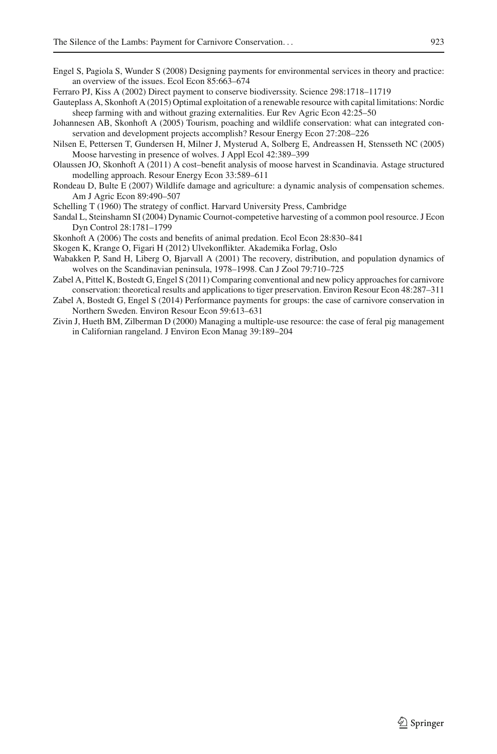Engel S, Pagiola S, Wunder S (2008) Designing payments for environmental services in theory and practice: an overview of the issues. Ecol Econ 85:663–674

Ferraro PJ, Kiss A (2002) Direct payment to conserve biodiverssity. Science 298:1718–11719

Gauteplass A, Skonhoft A (2015) Optimal exploitation of a renewable resource with capital limitations: Nordic sheep farming with and without grazing externalities. Eur Rev Agric Econ 42:25–50

Johannesen AB, Skonhoft A (2005) Tourism, poaching and wildlife conservation: what can integrated conservation and development projects accomplish? Resour Energy Econ 27:208–226

Nilsen E, Pettersen T, Gundersen H, Milner J, Mysterud A, Solberg E, Andreassen H, Stensseth NC (2005) Moose harvesting in presence of wolves. J Appl Ecol 42:389–399

Olaussen JO, Skonhoft A (2011) A cost–benefit analysis of moose harvest in Scandinavia. Astage structured modelling approach. Resour Energy Econ 33:589–611

Rondeau D, Bulte E (2007) Wildlife damage and agriculture: a dynamic analysis of compensation schemes. Am J Agric Econ 89:490–507

Schelling T (1960) The strategy of conflict. Harvard University Press, Cambridge

Sandal L, Steinshamn SI (2004) Dynamic Cournot-competetive harvesting of a common pool resource. J Econ Dyn Control 28:1781–1799

Skonhoft A (2006) The costs and benefits of animal predation. Ecol Econ 28:830–841

Skogen K, Krange O, Figari H (2012) Ulvekonflikter. Akademika Forlag, Oslo

Wabakken P, Sand H, Liberg O, Bjarvall A (2001) The recovery, distribution, and population dynamics of wolves on the Scandinavian peninsula, 1978–1998. Can J Zool 79:710–725

Zabel A, Pittel K, Bostedt G, Engel S (2011) Comparing conventional and new policy approaches for carnivore conservation: theoretical results and applications to tiger preservation. Environ Resour Econ 48:287–311

Zabel A, Bostedt G, Engel S (2014) Performance payments for groups: the case of carnivore conservation in Northern Sweden. Environ Resour Econ 59:613–631

Zivin J, Hueth BM, Zilberman D (2000) Managing a multiple-use resource: the case of feral pig management in Californian rangeland. J Environ Econ Manag 39:189–204